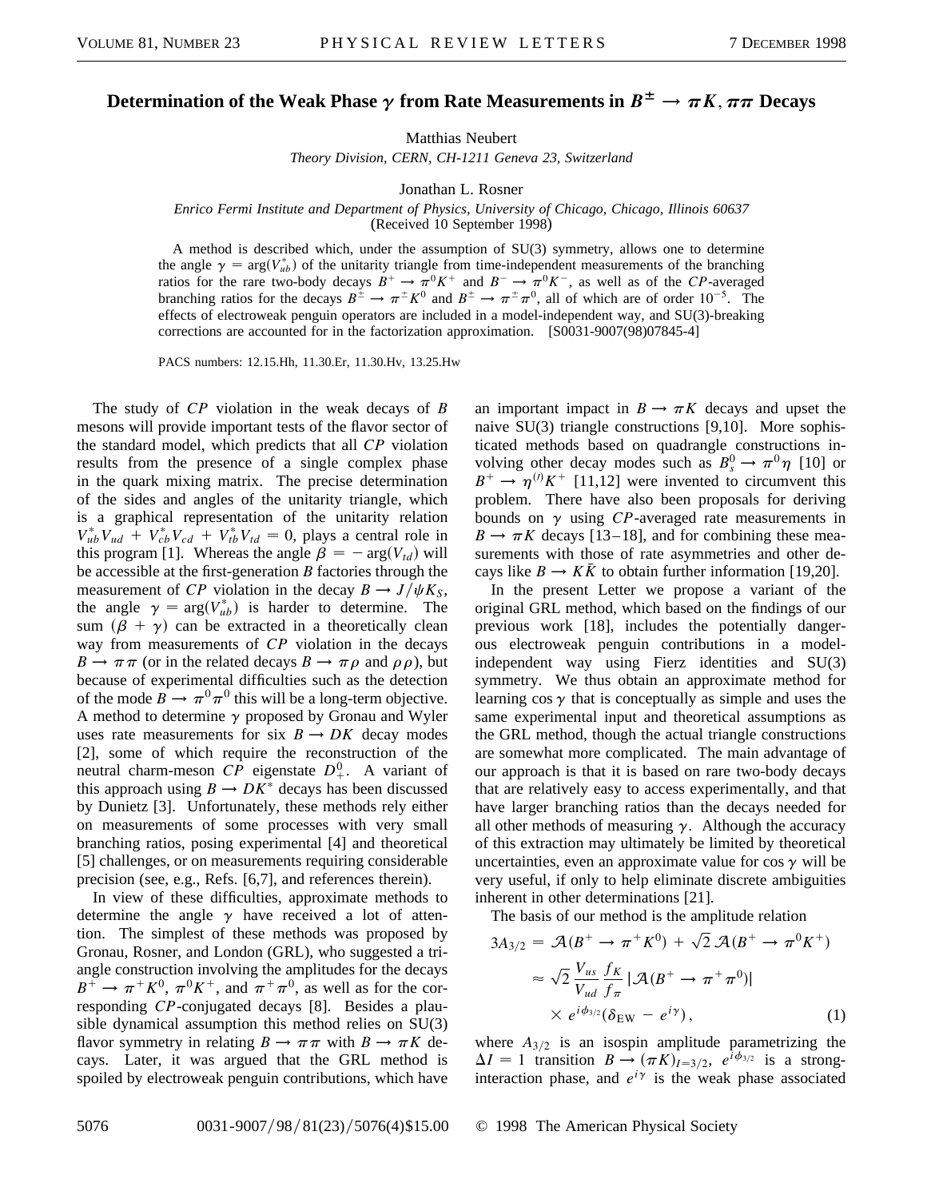# Determination of the Weak Phase $\gamma$ from Rate Measurements in $B^{\pm} \to \pi K, \pi\pi$ Decays

Matthias Neubert

*Theory Division, CERN, CH-1211 Geneva 23, Switzerland*

Jonathan L. Rosner

*Enrico Fermi Institute and Department of Physics, University of Chicago, Chicago, Illinois 60637*

(Received 10 September 1998)

A method is described which, under the assumption of SU(3) symmetry, allows one to determine the angle $\gamma = \arg(V_{ub}^*)$ of the unitarity triangle from time-independent measurements of the branching ratios for the rare two-body decays $B^+ \to \pi^0 K^+$ and $B^- \to \pi^0 K^-$, as well as of the *CP*-averaged branching ratios for the decays $B^{\pm} \to \pi^{\pm} K^0$ and $B^{\pm} \to \pi^{\pm}\pi^0$, all of which are of order $10^{-5}$. The effects of electroweak penguin operators are included in a model-independent way, and SU(3)-breaking corrections are accounted for in the factorization approximation. [S0031-9007(98)07845-4]

PACS numbers: 12.15.Hh, 11.30.Er, 11.30.Hv, 13.25.Hw

The study of *CP* violation in the weak decays of *B* mesons will provide important tests of the flavor sector of the standard model, which predicts that all *CP* violation results from the presence of a single complex phase in the quark mixing matrix. The precise determination of the sides and angles of the unitarity triangle, which is a graphical representation of the unitarity relation $V_{ub}^* V_{ud} + V_{cb}^* V_{cd} + V_{tb}^* V_{td} = 0$, plays a central role in this program [1]. Whereas the angle $\beta = -\arg(V_{td})$ will be accessible at the first-generation *B* factories through the measurement of *CP* violation in the decay $B \to J/\psi K_S$, the angle $\gamma = \arg(V_{ub}^*)$ is harder to determine. The sum $(\beta + \gamma)$ can be extracted in a theoretically clean way from measurements of *CP* violation in the decays $B \to \pi\pi$ (or in the related decays $B \to \pi\rho$ and $\rho\rho$), but because of experimental difficulties such as the detection of the mode $B \to \pi^0\pi^0$ this will be a long-term objective. A method to determine $\gamma$ proposed by Gronau and Wyler uses rate measurements for six $B \to DK$ decay modes [2], some of which require the reconstruction of the neutral charm-meson *CP* eigenstate $D_+^0$. A variant of this approach using $B \to DK^*$ decays has been discussed by Dunietz [3]. Unfortunately, these methods rely either on measurements of some processes with very small branching ratios, posing experimental [4] and theoretical [5] challenges, or on measurements requiring considerable precision (see, e.g., Refs. [6,7], and references therein).

In view of these difficulties, approximate methods to determine the angle $\gamma$ have received a lot of attention. The simplest of these methods was proposed by Gronau, Rosner, and London (GRL), who suggested a triangle construction involving the amplitudes for the decays $B^+ \to \pi^+ K^0$, $\pi^0 K^+$, and $\pi^+\pi^0$, as well as for the corresponding *CP*-conjugated decays [8]. Besides a plausible dynamical assumption this method relies on SU(3) flavor symmetry in relating $B \to \pi\pi$ with $B \to \pi K$ decays. Later, it was argued that the GRL method is spoiled by electroweak penguin contributions, which have an important impact in $B \to \pi K$ decays and upset the naive SU(3) triangle constructions [9,10]. More sophisticated methods based on quadrangle constructions involving other decay modes such as $B_s^0 \to \pi^0\eta$ [10] or $B^+ \to \eta^{(\prime)} K^+$ [11,12] were invented to circumvent this problem. There have also been proposals for deriving bounds on $\gamma$ using *CP*-averaged rate measurements in $B \to \pi K$ decays [13–18], and for combining these measurements with those of rate asymmetries and other decays like $B \to K\bar{K}$ to obtain further information [19,20].

In the present Letter we propose a variant of the original GRL method, which based on the findings of our previous work [18], includes the potentially dangerous electroweak penguin contributions in a model-independent way using Fierz identities and SU(3) symmetry. We thus obtain an approximate method for learning $\cos\gamma$ that is conceptually as simple and uses the same experimental input and theoretical assumptions as the GRL method, though the actual triangle constructions are somewhat more complicated. The main advantage of our approach is that it is based on rare two-body decays that are relatively easy to access experimentally, and that have larger branching ratios than the decays needed for all other methods of measuring $\gamma$. Although the accuracy of this extraction may ultimately be limited by theoretical uncertainties, even an approximate value for $\cos\gamma$ will be very useful, if only to help eliminate discrete ambiguities inherent in other determinations [21].

The basis of our method is the amplitude relation

$$
\begin{aligned}
3A_{3/2} &= \mathcal{A}(B^+ \to \pi^+ K^0) + \sqrt{2}\,\mathcal{A}(B^+ \to \pi^0 K^+) \\
&\approx \sqrt{2}\,\frac{V_{us}}{V_{ud}}\,\frac{f_K}{f_\pi}\,|\mathcal{A}(B^+ \to \pi^+\pi^0)| \\
&\quad \times e^{i\phi_{3/2}}(\delta_{\rm EW} - e^{i\gamma}),
\end{aligned} \tag{1}
$$

where $A_{3/2}$ is an isospin amplitude parametrizing the $\Delta I = 1$ transition $B \to (\pi K)_{I=3/2}$, $e^{i\phi_{3/2}}$ is a strong-interaction phase, and $e^{i\gamma}$ is the weak phase associated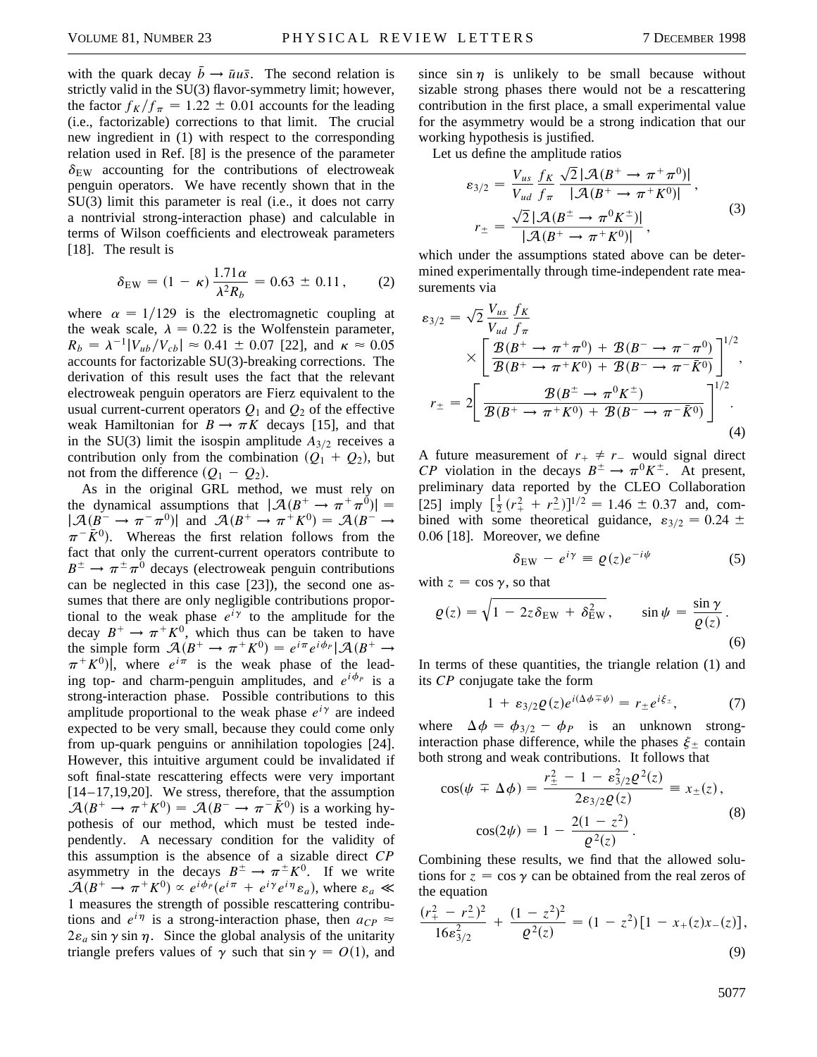with the quark decay $\bar{b} \to \bar{u}u\bar{s}$. The second relation is strictly valid in the SU(3) flavor-symmetry limit; however, the factor $f_K/f_\pi = 1.22 \pm 0.01$ accounts for the leading (i.e., factorizable) corrections to that limit. The crucial new ingredient in (1) with respect to the corresponding relation used in Ref. [8] is the presence of the parameter $\delta_{\rm EW}$ accounting for the contributions of electroweak penguin operators. We have recently shown that in the SU(3) limit this parameter is real (i.e., it does not carry a nontrivial strong-interaction phase) and calculable in terms of Wilson coefficients and electroweak parameters [18]. The result is

$$\delta_{\rm EW} = (1 - \kappa)\,\frac{1.71\alpha}{\lambda^2 R_b} = 0.63 \pm 0.11\,, \qquad (2)$$

where $\alpha = 1/129$ is the electromagnetic coupling at the weak scale, $\lambda = 0.22$ is the Wolfenstein parameter, $R_b = \lambda^{-1}|V_{ub}/V_{cb}| \approx 0.41 \pm 0.07$ [22], and $\kappa \approx 0.05$ accounts for factorizable SU(3)-breaking corrections. The derivation of this result uses the fact that the relevant electroweak penguin operators are Fierz equivalent to the usual current-current operators $Q_1$ and $Q_2$ of the effective weak Hamiltonian for $B \to \pi K$ decays [15], and that in the SU(3) limit the isospin amplitude $A_{3/2}$ receives a contribution only from the combination $(Q_1 + Q_2)$, but not from the difference $(Q_1 - Q_2)$.

As in the original GRL method, we must rely on the dynamical assumptions that $|\mathcal{A}(B^+ \to \pi^+\pi^0)| = |\mathcal{A}(B^- \to \pi^-\pi^0)|$ and $\mathcal{A}(B^+ \to \pi^+K^0) = \mathcal{A}(B^- \to \pi^-\bar{K}^0)$. Whereas the first relation follows from the fact that only the current-current operators contribute to $B^\pm \to \pi^\pm\pi^0$ decays (electroweak penguin contributions can be neglected in this case [23]), the second one assumes that there are only negligible contributions proportional to the weak phase $e^{i\gamma}$ to the amplitude for the decay $B^+ \to \pi^+K^0$, which thus can be taken to have the simple form $\mathcal{A}(B^+ \to \pi^+K^0) = e^{i\pi}e^{i\phi_P}|\mathcal{A}(B^+ \to \pi^+K^0)|$, where $e^{i\pi}$ is the weak phase of the leading top- and charm-penguin amplitudes, and $e^{i\phi_P}$ is a strong-interaction phase. Possible contributions to this amplitude proportional to the weak phase $e^{i\gamma}$ are indeed expected to be very small, because they could come only from up-quark penguins or annihilation topologies [24]. However, this intuitive argument could be invalidated if soft final-state rescattering effects were very important [14–17,19,20]. We stress, therefore, that the assumption $\mathcal{A}(B^+ \to \pi^+K^0) = \mathcal{A}(B^- \to \pi^-\bar{K}^0)$ is a working hypothesis of our method, which must be tested independently. A necessary condition for the validity of this assumption is the absence of a sizable direct *CP* asymmetry in the decays $B^\pm \to \pi^\pm K^0$. If we write $\mathcal{A}(B^+ \to \pi^+K^0) \propto e^{i\phi_P}(e^{i\pi} + e^{i\gamma}e^{i\eta}\varepsilon_a)$, where $\varepsilon_a \ll 1$ measures the strength of possible rescattering contributions and $e^{i\eta}$ is a strong-interaction phase, then $a_{CP} \approx 2\varepsilon_a \sin\gamma \sin\eta$. Since the global analysis of the unitarity triangle prefers values of $\gamma$ such that $\sin\gamma = O(1)$, and since $\sin\eta$ is unlikely to be small because without sizable strong phases there would not be a rescattering contribution in the first place, a small experimental value for the asymmetry would be a strong indication that our working hypothesis is justified.

Let us define the amplitude ratios

$$\varepsilon_{3/2} = \frac{V_{us}}{V_{ud}}\,\frac{f_K}{f_\pi}\,\frac{\sqrt{2}\,|\mathcal{A}(B^+ \to \pi^+\pi^0)|}{|\mathcal{A}(B^+ \to \pi^+K^0)|}\,,$$
$$r_\pm = \frac{\sqrt{2}\,|\mathcal{A}(B^\pm \to \pi^0K^\pm)|}{|\mathcal{A}(B^+ \to \pi^+K^0)|}\,, \qquad (3)$$

which under the assumptions stated above can be determined experimentally through time-independent rate measurements via

$$\varepsilon_{3/2} = \sqrt{2}\,\frac{V_{us}}{V_{ud}}\,\frac{f_K}{f_\pi} \times \left[\frac{\mathcal{B}(B^+ \to \pi^+\pi^0) + \mathcal{B}(B^- \to \pi^-\pi^0)}{\mathcal{B}(B^+ \to \pi^+K^0) + \mathcal{B}(B^- \to \pi^-\bar{K}^0)}\right]^{1/2},$$
$$r_\pm = 2\left[\frac{\mathcal{B}(B^\pm \to \pi^0K^\pm)}{\mathcal{B}(B^+ \to \pi^+K^0) + \mathcal{B}(B^- \to \pi^-\bar{K}^0)}\right]^{1/2}. \qquad (4)$$

A future measurement of $r_+ \neq r_-$ would signal direct *CP* violation in the decays $B^\pm \to \pi^0K^\pm$. At present, preliminary data reported by the CLEO Collaboration [25] imply $[\frac{1}{2}(r_+^2 + r_-^2)]^{1/2} = 1.46 \pm 0.37$ and, combined with some theoretical guidance, $\varepsilon_{3/2} = 0.24 \pm 0.06$ [18]. Moreover, we define

$$\delta_{\rm EW} - e^{i\gamma} \equiv \varrho(z)e^{-i\psi} \qquad (5)$$

with $z = \cos\gamma$, so that

$$\varrho(z) = \sqrt{1 - 2z\delta_{\rm EW} + \delta_{\rm EW}^2}\,, \qquad \sin\psi = \frac{\sin\gamma}{\varrho(z)}\,. \qquad (6)$$

In terms of these quantities, the triangle relation (1) and its *CP* conjugate take the form

$$1 + \varepsilon_{3/2}\varrho(z)e^{i(\Delta\phi \mp \psi)} = r_\pm e^{i\xi_\pm}, \qquad (7)$$

where $\Delta\phi = \phi_{3/2} - \phi_P$ is an unknown strong-interaction phase difference, while the phases $\xi_\pm$ contain both strong and weak contributions. It follows that

$$\cos(\psi \mp \Delta\phi) = \frac{r_\pm^2 - 1 - \varepsilon_{3/2}^2\varrho^2(z)}{2\varepsilon_{3/2}\varrho(z)} \equiv x_\pm(z)\,,$$
$$\cos(2\psi) = 1 - \frac{2(1 - z^2)}{\varrho^2(z)}\,. \qquad (8)$$

Combining these results, we find that the allowed solutions for $z = \cos\gamma$ can be obtained from the real zeros of the equation

$$\frac{(r_+^2 - r_-^2)^2}{16\varepsilon_{3/2}^2} + \frac{(1 - z^2)^2}{\varrho^2(z)} = (1 - z^2)\left[1 - x_+(z)x_-(z)\right], \qquad (9)$$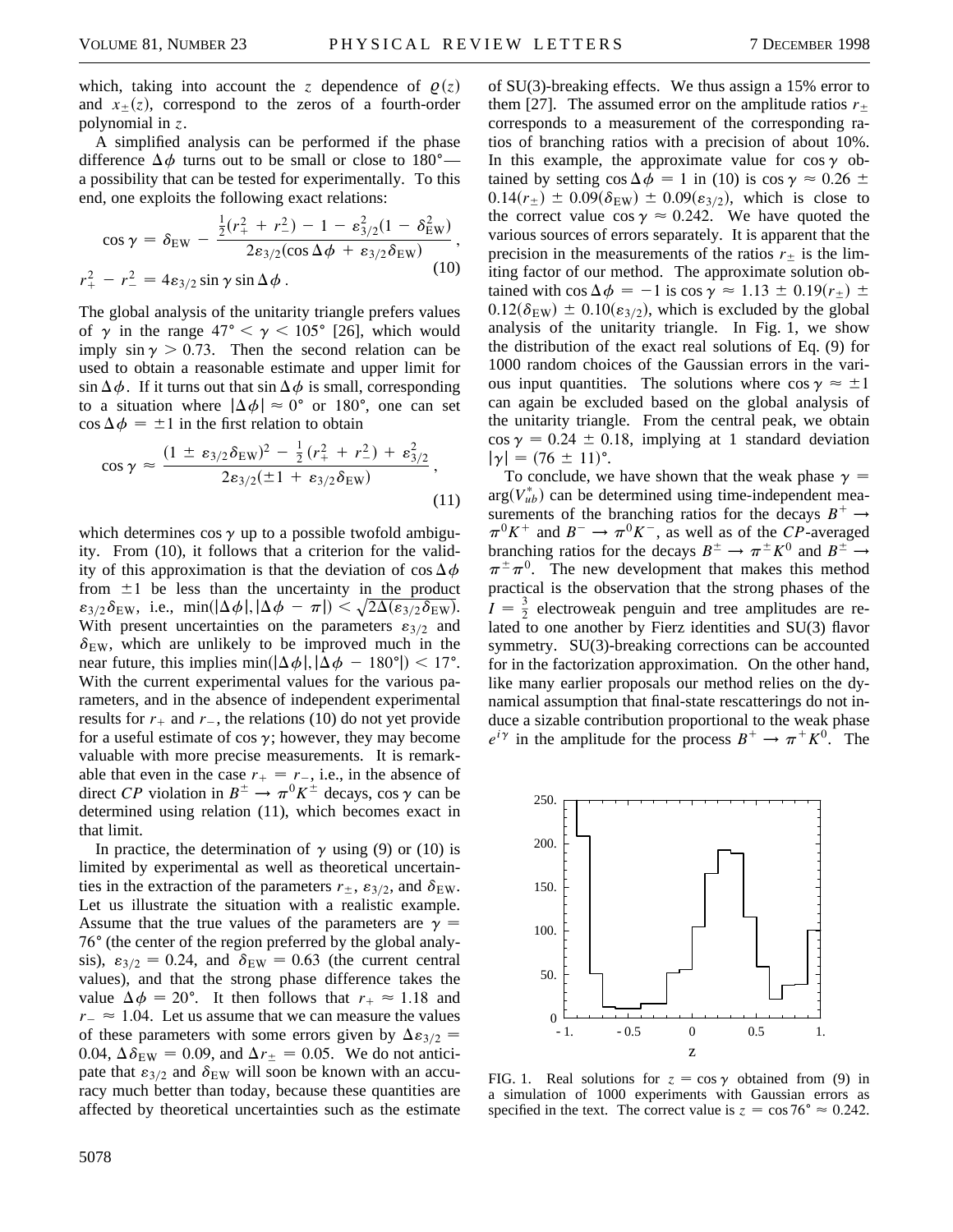which, taking into account the $z$ dependence of $\varrho(z)$ and $x_\pm(z)$, correspond to the zeros of a fourth-order polynomial in $z$.

A simplified analysis can be performed if the phase difference $\Delta\phi$ turns out to be small or close to 180°—a possibility that can be tested for experimentally. To this end, one exploits the following exact relations:

$$\cos\gamma = \delta_{\rm EW} - \frac{\frac{1}{2}(r_+^2 + r_-^2) - 1 - \varepsilon_{3/2}^2(1 - \delta_{\rm EW}^2)}{2\varepsilon_{3/2}(\cos\Delta\phi + \varepsilon_{3/2}\delta_{\rm EW})},$$
$$r_+^2 - r_-^2 = 4\varepsilon_{3/2}\sin\gamma\sin\Delta\phi. \quad (10)$$

The global analysis of the unitarity triangle prefers values of $\gamma$ in the range $47° < \gamma < 105°$ [26], which would imply $\sin\gamma > 0.73$. Then the second relation can be used to obtain a reasonable estimate and upper limit for $\sin\Delta\phi$. If it turns out that $\sin\Delta\phi$ is small, corresponding to a situation where $|\Delta\phi| \approx 0°$ or 180°, one can set $\cos\Delta\phi = \pm 1$ in the first relation to obtain

$$\cos\gamma \approx \frac{(1 \pm \varepsilon_{3/2}\delta_{\rm EW})^2 - \frac{1}{2}(r_+^2 + r_-^2) + \varepsilon_{3/2}^2}{2\varepsilon_{3/2}(\pm 1 + \varepsilon_{3/2}\delta_{\rm EW})}, \quad (11)$$

which determines $\cos\gamma$ up to a possible twofold ambiguity. From (10), it follows that a criterion for the validity of this approximation is that the deviation of $\cos\Delta\phi$ from $\pm 1$ be less than the uncertainty in the product $\varepsilon_{3/2}\delta_{\rm EW}$, i.e., $\min(|\Delta\phi|, |\Delta\phi - \pi|) < \sqrt{2\Delta(\varepsilon_{3/2}\delta_{\rm EW})}$. With present uncertainties on the parameters $\varepsilon_{3/2}$ and $\delta_{\rm EW}$, which are unlikely to be improved much in the near future, this implies $\min(|\Delta\phi|, |\Delta\phi - 180°|) < 17°$. With the current experimental values for the various parameters, and in the absence of independent experimental results for $r_+$ and $r_-$, the relations (10) do not yet provide for a useful estimate of $\cos\gamma$; however, they may become valuable with more precise measurements. It is remarkable that even in the case $r_+ = r_-$, i.e., in the absence of direct *CP* violation in $B^\pm \to \pi^0 K^\pm$ decays, $\cos\gamma$ can be determined using relation (11), which becomes exact in that limit.

In practice, the determination of $\gamma$ using (9) or (10) is limited by experimental as well as theoretical uncertainties in the extraction of the parameters $r_\pm$, $\varepsilon_{3/2}$, and $\delta_{\rm EW}$. Let us illustrate the situation with a realistic example. Assume that the true values of the parameters are $\gamma = 76°$ (the center of the region preferred by the global analysis), $\varepsilon_{3/2} = 0.24$, and $\delta_{\rm EW} = 0.63$ (the current central values), and that the strong phase difference takes the value $\Delta\phi = 20°$. It then follows that $r_+ \approx 1.18$ and $r_- \approx 1.04$. Let us assume that we can measure the values of these parameters with some errors given by $\Delta\varepsilon_{3/2} = 0.04$, $\Delta\delta_{\rm EW} = 0.09$, and $\Delta r_\pm = 0.05$. We do not anticipate that $\varepsilon_{3/2}$ and $\delta_{\rm EW}$ will soon be known with an accuracy much better than today, because these quantities are affected by theoretical uncertainties such as the estimate of SU(3)-breaking effects. We thus assign a 15% error to them [27]. The assumed error on the amplitude ratios $r_\pm$ corresponds to a measurement of the corresponding ratios of branching ratios with a precision of about 10%. In this example, the approximate value for $\cos\gamma$ obtained by setting $\cos\Delta\phi = 1$ in (10) is $\cos\gamma \approx 0.26 \pm 0.14(r_\pm) \pm 0.09(\delta_{\rm EW}) \pm 0.09(\varepsilon_{3/2})$, which is close to the correct value $\cos\gamma \approx 0.242$. We have quoted the various sources of errors separately. It is apparent that the precision in the measurements of the ratios $r_\pm$ is the limiting factor of our method. The approximate solution obtained with $\cos\Delta\phi = -1$ is $\cos\gamma \approx 1.13 \pm 0.19(r_\pm) \pm 0.12(\delta_{\rm EW}) \pm 0.10(\varepsilon_{3/2})$, which is excluded by the global analysis of the unitarity triangle. In Fig. 1, we show the distribution of the exact real solutions of Eq. (9) for 1000 random choices of the Gaussian errors in the various input quantities. The solutions where $\cos\gamma \approx \pm 1$ can again be excluded based on the global analysis of the unitarity triangle. From the central peak, we obtain $\cos\gamma = 0.24 \pm 0.18$, implying at 1 standard deviation $|\gamma| = (76 \pm 11)°$.

To conclude, we have shown that the weak phase $\gamma = \arg(V_{ub}^*)$ can be determined using time-independent measurements of the branching ratios for the decays $B^+ \to \pi^0 K^+$ and $B^- \to \pi^0 K^-$, as well as of the *CP*-averaged branching ratios for the decays $B^\pm \to \pi^\pm K^0$ and $B^\pm \to \pi^\pm \pi^0$. The new development that makes this method practical is the observation that the strong phases of the $I = \frac{3}{2}$ electroweak penguin and tree amplitudes are related to one another by Fierz identities and SU(3) flavor symmetry. SU(3)-breaking corrections can be accounted for in the factorization approximation. On the other hand, like many earlier proposals our method relies on the dynamical assumption that final-state rescatterings do not induce a sizable contribution proportional to the weak phase $e^{i\gamma}$ in the amplitude for the process $B^+ \to \pi^+ K^0$. The

FIG. 1. Real solutions for $z = \cos\gamma$ obtained from (9) in a simulation of 1000 experiments with Gaussian errors as specified in the text. The correct value is $z = \cos 76° \approx 0.242$.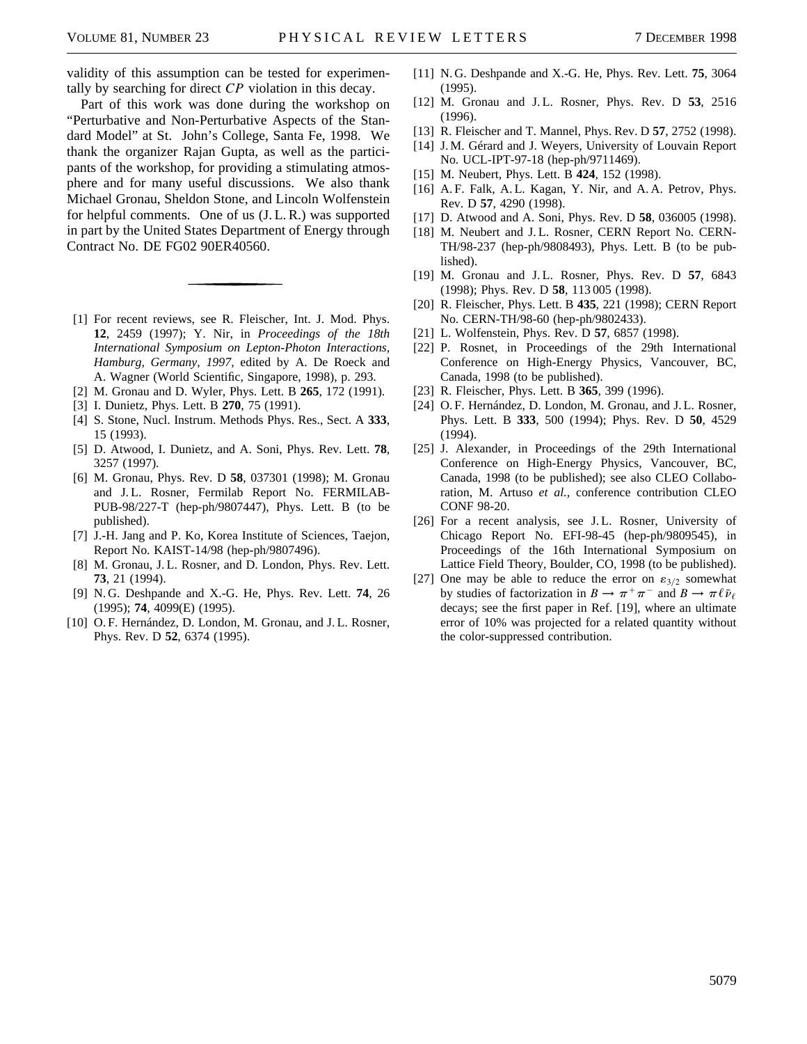validity of this assumption can be tested for experimentally by searching for direct *CP* violation in this decay.

Part of this work was done during the workshop on "Perturbative and Non-Perturbative Aspects of the Standard Model" at St. John's College, Santa Fe, 1998. We thank the organizer Rajan Gupta, as well as the participants of the workshop, for providing a stimulating atmosphere and for many useful discussions. We also thank Michael Gronau, Sheldon Stone, and Lincoln Wolfenstein for helpful comments. One of us (J. L. R.) was supported in part by the United States Department of Energy through Contract No. DE FG02 90ER40560.

---

[1] For recent reviews, see R. Fleischer, Int. J. Mod. Phys. **12**, 2459 (1997); Y. Nir, in *Proceedings of the 18th International Symposium on Lepton-Photon Interactions, Hamburg, Germany, 1997,* edited by A. De Roeck and A. Wagner (World Scientific, Singapore, 1998), p. 293.

[2] M. Gronau and D. Wyler, Phys. Lett. B **265**, 172 (1991).

[3] I. Dunietz, Phys. Lett. B **270**, 75 (1991).

[4] S. Stone, Nucl. Instrum. Methods Phys. Res., Sect. A **333**, 15 (1993).

[5] D. Atwood, I. Dunietz, and A. Soni, Phys. Rev. Lett. **78**, 3257 (1997).

[6] M. Gronau, Phys. Rev. D **58**, 037301 (1998); M. Gronau and J. L. Rosner, Fermilab Report No. FERMILAB-PUB-98/227-T (hep-ph/9807447), Phys. Lett. B (to be published).

[7] J.-H. Jang and P. Ko, Korea Institute of Sciences, Taejon, Report No. KAIST-14/98 (hep-ph/9807496).

[8] M. Gronau, J. L. Rosner, and D. London, Phys. Rev. Lett. **73**, 21 (1994).

[9] N. G. Deshpande and X.-G. He, Phys. Rev. Lett. **74**, 26 (1995); **74**, 4099(E) (1995).

[10] O. F. Hernández, D. London, M. Gronau, and J. L. Rosner, Phys. Rev. D **52**, 6374 (1995).

[11] N. G. Deshpande and X.-G. He, Phys. Rev. Lett. **75**, 3064 (1995).

[12] M. Gronau and J. L. Rosner, Phys. Rev. D **53**, 2516 (1996).

[13] R. Fleischer and T. Mannel, Phys. Rev. D **57**, 2752 (1998).

[14] J. M. Gérard and J. Weyers, University of Louvain Report No. UCL-IPT-97-18 (hep-ph/9711469).

[15] M. Neubert, Phys. Lett. B **424**, 152 (1998).

[16] A. F. Falk, A. L. Kagan, Y. Nir, and A. A. Petrov, Phys. Rev. D **57**, 4290 (1998).

[17] D. Atwood and A. Soni, Phys. Rev. D **58**, 036005 (1998).

[18] M. Neubert and J. L. Rosner, CERN Report No. CERN-TH/98-237 (hep-ph/9808493), Phys. Lett. B (to be published).

[19] M. Gronau and J. L. Rosner, Phys. Rev. D **57**, 6843 (1998); Phys. Rev. D **58**, 113 005 (1998).

[20] R. Fleischer, Phys. Lett. B **435**, 221 (1998); CERN Report No. CERN-TH/98-60 (hep-ph/9802433).

[21] L. Wolfenstein, Phys. Rev. D **57**, 6857 (1998).

[22] P. Rosnet, in Proceedings of the 29th International Conference on High-Energy Physics, Vancouver, BC, Canada, 1998 (to be published).

[23] R. Fleischer, Phys. Lett. B **365**, 399 (1996).

[24] O. F. Hernández, D. London, M. Gronau, and J. L. Rosner, Phys. Lett. B **333**, 500 (1994); Phys. Rev. D **50**, 4529 (1994).

[25] J. Alexander, in Proceedings of the 29th International Conference on High-Energy Physics, Vancouver, BC, Canada, 1998 (to be published); see also CLEO Collaboration, M. Artuso *et al.*, conference contribution CLEO CONF 98-20.

[26] For a recent analysis, see J. L. Rosner, University of Chicago Report No. EFI-98-45 (hep-ph/9809545), in Proceedings of the 16th International Symposium on Lattice Field Theory, Boulder, CO, 1998 (to be published).

[27] One may be able to reduce the error on $\varepsilon_{3/2}$ somewhat by studies of factorization in $B \to \pi^+\pi^-$ and $B \to \pi \ell \bar{\nu}_\ell$ decays; see the first paper in Ref. [19], where an ultimate error of 10% was projected for a related quantity without the color-suppressed contribution.